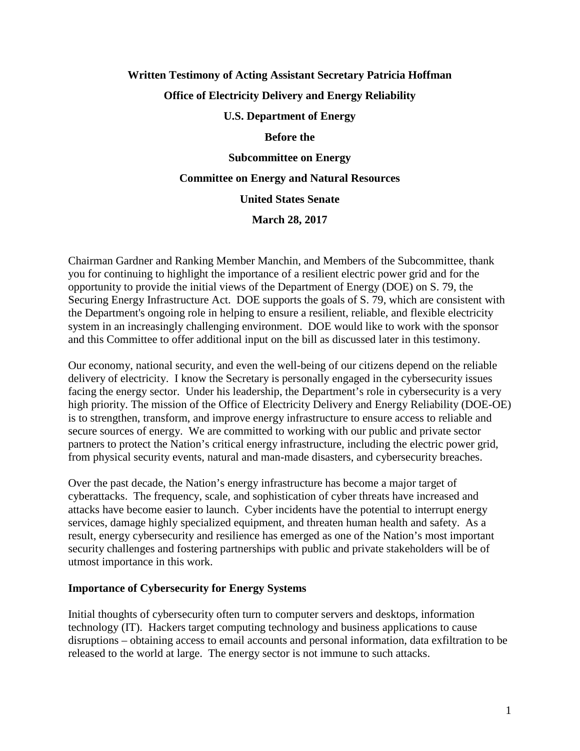**Written Testimony of Acting Assistant Secretary Patricia Hoffman**

**Office of Electricity Delivery and Energy Reliability**

**U.S. Department of Energy**

**Before the**

**Subcommittee on Energy**

**Committee on Energy and Natural Resources**

**United States Senate**

**March 28, 2017**

Chairman Gardner and Ranking Member Manchin, and Members of the Subcommittee, thank you for continuing to highlight the importance of a resilient electric power grid and for the opportunity to provide the initial views of the Department of Energy (DOE) on S. 79, the Securing Energy Infrastructure Act. DOE supports the goals of S. 79, which are consistent with the Department's ongoing role in helping to ensure a resilient, reliable, and flexible electricity system in an increasingly challenging environment. DOE would like to work with the sponsor and this Committee to offer additional input on the bill as discussed later in this testimony.

Our economy, national security, and even the well-being of our citizens depend on the reliable delivery of electricity. I know the Secretary is personally engaged in the cybersecurity issues facing the energy sector. Under his leadership, the Department's role in cybersecurity is a very high priority. The mission of the Office of Electricity Delivery and Energy Reliability (DOE-OE) is to strengthen, transform, and improve energy infrastructure to ensure access to reliable and secure sources of energy. We are committed to working with our public and private sector partners to protect the Nation's critical energy infrastructure, including the electric power grid, from physical security events, natural and man-made disasters, and cybersecurity breaches.

Over the past decade, the Nation's energy infrastructure has become a major target of cyberattacks. The frequency, scale, and sophistication of cyber threats have increased and attacks have become easier to launch. Cyber incidents have the potential to interrupt energy services, damage highly specialized equipment, and threaten human health and safety. As a result, energy cybersecurity and resilience has emerged as one of the Nation's most important security challenges and fostering partnerships with public and private stakeholders will be of utmost importance in this work.

## Importance of Cybersecurity for Energy Systems

Initial thoughts of cybersecurity often turn to computer servers and desktops, information technology (IT). Hackers target computing technology and business applications to cause disruptions – obtaining access to email accounts and personal information, data exfiltration to be released to the world at large. The energy sector is not immune to such attacks.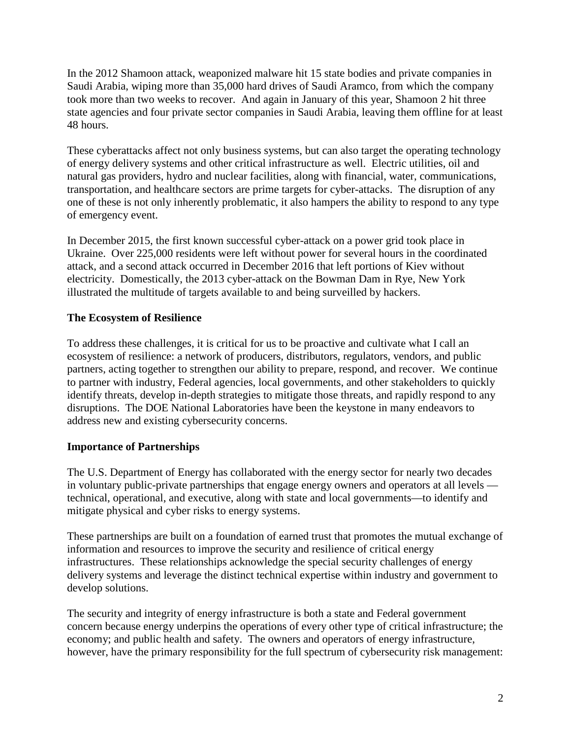In the 2012 Shamoon attack, weaponized malware hit 15 state bodies and private companies in Saudi Arabia, wiping more than 35,000 hard drives of Saudi Aramco, from which the company took more than two weeks to recover. And again in January of this year, Shamoon 2 hit three state agencies and four private sector companies in Saudi Arabia, leaving them offline for at least 48 hours.

These cyberattacks affect not only business systems, but can also target the operating technology of energy delivery systems and other critical infrastructure as well. Electric utilities, oil and natural gas providers, hydro and nuclear facilities, along with financial, water, communications, transportation, and healthcare sectors are prime targets for cyber-attacks. The disruption of any one of these is not only inherently problematic, it also hampers the ability to respond to any type of emergency event.

In December 2015, the first known successful cyber-attack on a power grid took place in Ukraine. Over 225,000 residents were left without power for several hours in the coordinated attack, and a second attack occurred in December 2016 that left portions of Kiev without electricity. Domestically, the 2013 cyber-attack on the Bowman Dam in Rye, New York illustrated the multitude of targets available to and being surveilled by hackers.

**The Ecosystem of Resilience**

To address these challenges, it is critical for us to be proactive and cultivate what I call an ecosystem of resilience: a network of producers, distributors, regulators, vendors, and public partners, acting together to strengthen our ability to prepare, respond, and recover. We continue to partner with industry, Federal agencies, local governments, and other stakeholders to quickly identify threats, develop in-depth strategies to mitigate those threats, and rapidly respond to any disruptions. The DOE National Laboratories have been the keystone in many endeavors to address new and existing cybersecurity concerns.

**Importance of Partnerships**

The U.S. Department of Energy has collaborated with the energy sector for nearly two decades in voluntary public-private partnerships that engage energy owners and operators at all levels — technical, operational, and executive, along with state and local governments—to identify and mitigate physical and cyber risks to energy systems.

These partnerships are built on a foundation of earned trust that promotes the mutual exchange of information and resources to improve the security and resilience of critical energy infrastructures. These relationships acknowledge the special security challenges of energy delivery systems and leverage the distinct technical expertise within industry and government to develop solutions.

The security and integrity of energy infrastructure is both a state and Federal government concern because energy underpins the operations of every other type of critical infrastructure; the economy; and public health and safety. The owners and operators of energy infrastructure, however, have the primary responsibility for the full spectrum of cybersecurity risk management: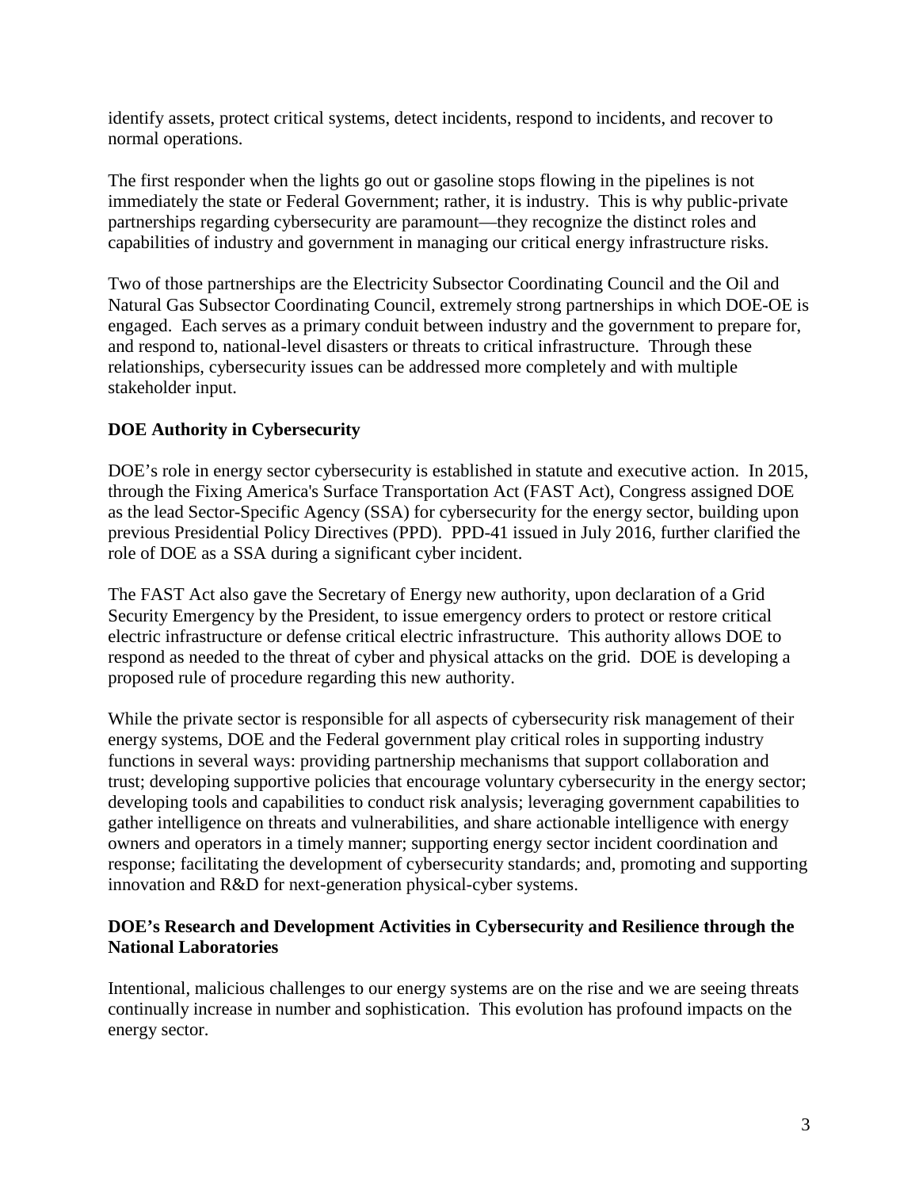identify assets, protect critical systems, detect incidents, respond to incidents, and recover to normal operations.

The first responder when the lights go out or gasoline stops flowing in the pipelines is not immediately the state or Federal Government; rather, it is industry. This is why public-private partnerships regarding cybersecurity are paramount—they recognize the distinct roles and capabilities of industry and government in managing our critical energy infrastructure risks.

Two of those partnerships are the Electricity Subsector Coordinating Council and the Oil and Natural Gas Subsector Coordinating Council, extremely strong partnerships in which DOE-OE is engaged. Each serves as a primary conduit between industry and the government to prepare for, and respond to, national-level disasters or threats to critical infrastructure. Through these relationships, cybersecurity issues can be addressed more completely and with multiple stakeholder input.

**DOE Authority in Cybersecurity**

DOE's role in energy sector cybersecurity is established in statute and executive action. In 2015, through the Fixing America's Surface Transportation Act (FAST Act), Congress assigned DOE as the lead Sector-Specific Agency (SSA) for cybersecurity for the energy sector, building upon previous Presidential Policy Directives (PPD). PPD-41 issued in July 2016, further clarified the role of DOE as a SSA during a significant cyber incident.

The FAST Act also gave the Secretary of Energy new authority, upon declaration of a Grid Security Emergency by the President, to issue emergency orders to protect or restore critical electric infrastructure or defense critical electric infrastructure. This authority allows DOE to respond as needed to the threat of cyber and physical attacks on the grid. DOE is developing a proposed rule of procedure regarding this new authority.

While the private sector is responsible for all aspects of cybersecurity risk management of their energy systems, DOE and the Federal government play critical roles in supporting industry functions in several ways: providing partnership mechanisms that support collaboration and trust; developing supportive policies that encourage voluntary cybersecurity in the energy sector; developing tools and capabilities to conduct risk analysis; leveraging government capabilities to gather intelligence on threats and vulnerabilities, and share actionable intelligence with energy owners and operators in a timely manner; supporting energy sector incident coordination and response; facilitating the development of cybersecurity standards; and, promoting and supporting innovation and R&D for next-generation physical-cyber systems.

**DOE's Research and Development Activities in Cybersecurity and Resilience through the National Laboratories**

Intentional, malicious challenges to our energy systems are on the rise and we are seeing threats continually increase in number and sophistication. This evolution has profound impacts on the energy sector.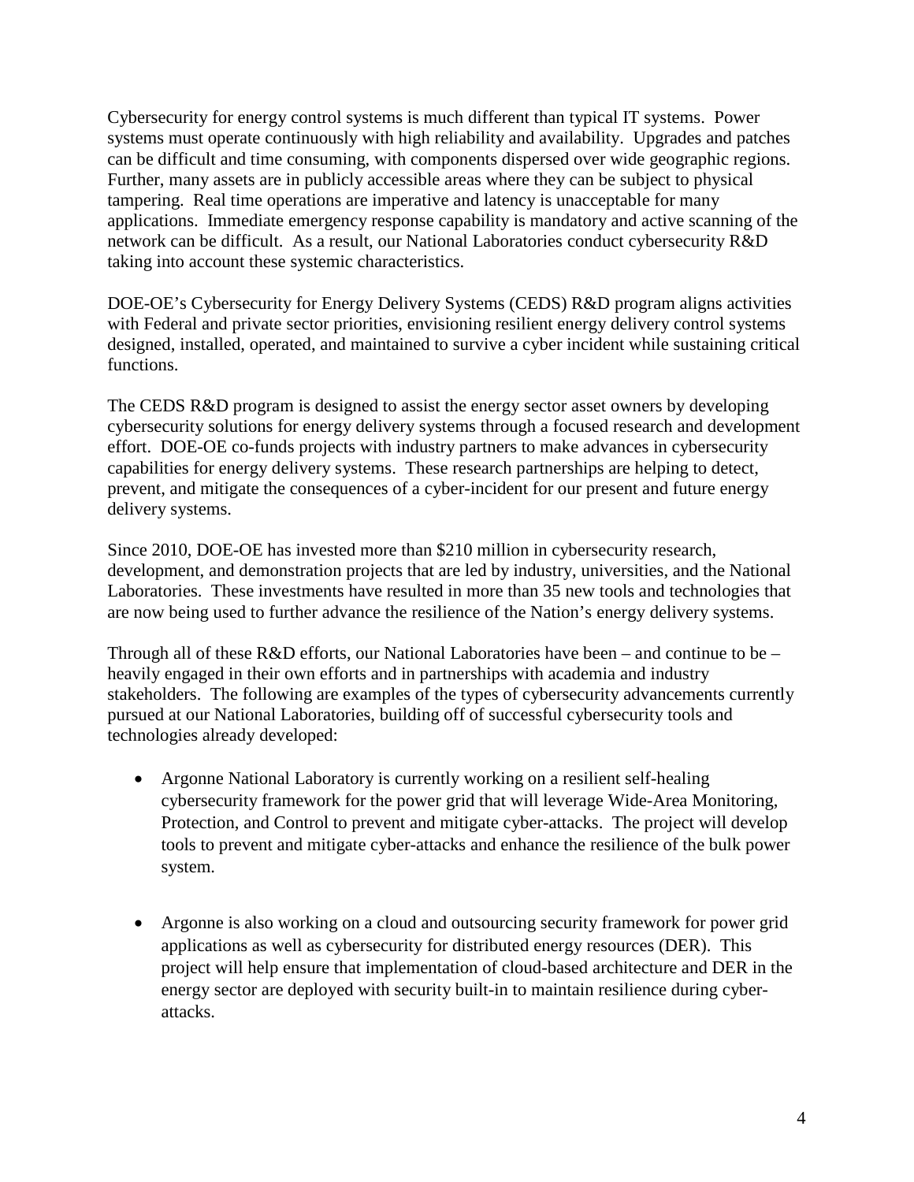Cybersecurity for energy control systems is much different than typical IT systems. Power systems must operate continuously with high reliability and availability. Upgrades and patches can be difficult and time consuming, with components dispersed over wide geographic regions. Further, many assets are in publicly accessible areas where they can be subject to physical tampering. Real time operations are imperative and latency is unacceptable for many applications. Immediate emergency response capability is mandatory and active scanning of the network can be difficult. As a result, our National Laboratories conduct cybersecurity R&D taking into account these systemic characteristics.

DOE-OE's Cybersecurity for Energy Delivery Systems (CEDS) R&D program aligns activities with Federal and private sector priorities, envisioning resilient energy delivery control systems designed, installed, operated, and maintained to survive a cyber incident while sustaining critical functions.

The CEDS R&D program is designed to assist the energy sector asset owners by developing cybersecurity solutions for energy delivery systems through a focused research and development effort. DOE-OE co-funds projects with industry partners to make advances in cybersecurity capabilities for energy delivery systems. These research partnerships are helping to detect, prevent, and mitigate the consequences of a cyber-incident for our present and future energy delivery systems.

Since 2010, DOE-OE has invested more than $210 million in cybersecurity research, development, and demonstration projects that are led by industry, universities, and the National Laboratories. These investments have resulted in more than 35 new tools and technologies that are now being used to further advance the resilience of the Nation's energy delivery systems.

Through all of these R&D efforts, our National Laboratories have been – and continue to be – heavily engaged in their own efforts and in partnerships with academia and industry stakeholders. The following are examples of the types of cybersecurity advancements currently pursued at our National Laboratories, building off of successful cybersecurity tools and technologies already developed:

- Argonne National Laboratory is currently working on a resilient self-healing cybersecurity framework for the power grid that will leverage Wide-Area Monitoring, Protection, and Control to prevent and mitigate cyber-attacks. The project will develop tools to prevent and mitigate cyber-attacks and enhance the resilience of the bulk power system.

- Argonne is also working on a cloud and outsourcing security framework for power grid applications as well as cybersecurity for distributed energy resources (DER). This project will help ensure that implementation of cloud-based architecture and DER in the energy sector are deployed with security built-in to maintain resilience during cyber-attacks.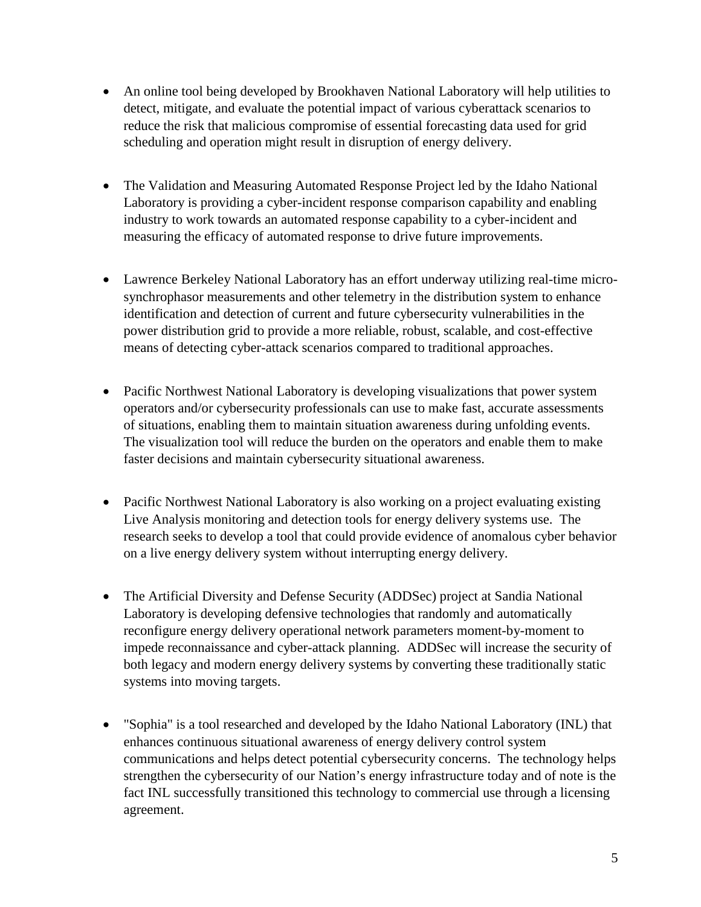- An online tool being developed by Brookhaven National Laboratory will help utilities to detect, mitigate, and evaluate the potential impact of various cyberattack scenarios to reduce the risk that malicious compromise of essential forecasting data used for grid scheduling and operation might result in disruption of energy delivery.

- The Validation and Measuring Automated Response Project led by the Idaho National Laboratory is providing a cyber-incident response comparison capability and enabling industry to work towards an automated response capability to a cyber-incident and measuring the efficacy of automated response to drive future improvements.

- Lawrence Berkeley National Laboratory has an effort underway utilizing real-time micro-synchrophasor measurements and other telemetry in the distribution system to enhance identification and detection of current and future cybersecurity vulnerabilities in the power distribution grid to provide a more reliable, robust, scalable, and cost-effective means of detecting cyber-attack scenarios compared to traditional approaches.

- Pacific Northwest National Laboratory is developing visualizations that power system operators and/or cybersecurity professionals can use to make fast, accurate assessments of situations, enabling them to maintain situation awareness during unfolding events. The visualization tool will reduce the burden on the operators and enable them to make faster decisions and maintain cybersecurity situational awareness.

- Pacific Northwest National Laboratory is also working on a project evaluating existing Live Analysis monitoring and detection tools for energy delivery systems use. The research seeks to develop a tool that could provide evidence of anomalous cyber behavior on a live energy delivery system without interrupting energy delivery.

- The Artificial Diversity and Defense Security (ADDSec) project at Sandia National Laboratory is developing defensive technologies that randomly and automatically reconfigure energy delivery operational network parameters moment-by-moment to impede reconnaissance and cyber-attack planning. ADDSec will increase the security of both legacy and modern energy delivery systems by converting these traditionally static systems into moving targets.

- "Sophia" is a tool researched and developed by the Idaho National Laboratory (INL) that enhances continuous situational awareness of energy delivery control system communications and helps detect potential cybersecurity concerns. The technology helps strengthen the cybersecurity of our Nation's energy infrastructure today and of note is the fact INL successfully transitioned this technology to commercial use through a licensing agreement.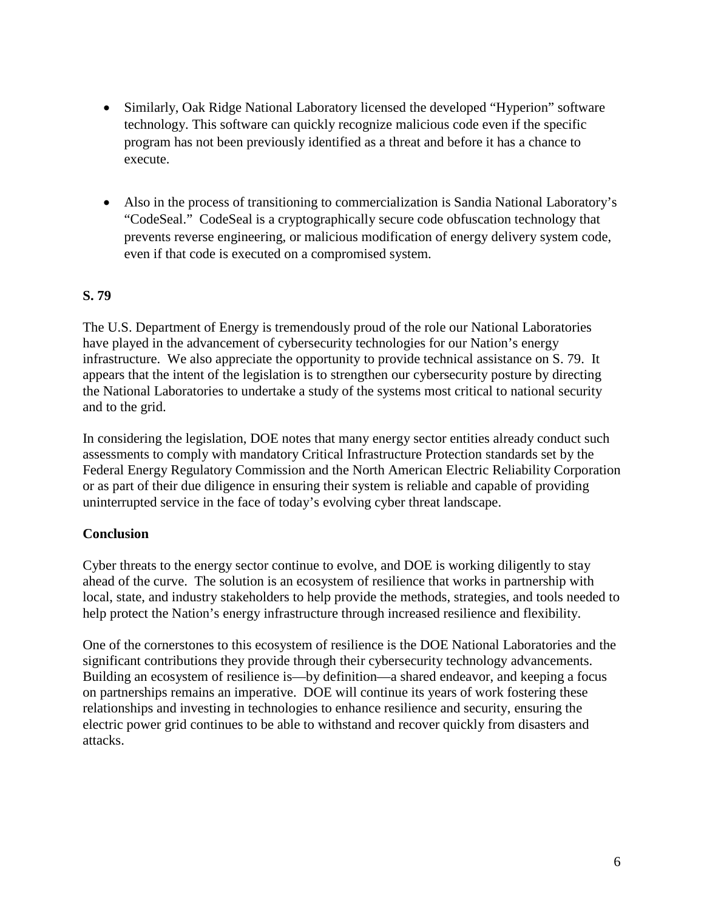- Similarly, Oak Ridge National Laboratory licensed the developed "Hyperion" software technology. This software can quickly recognize malicious code even if the specific program has not been previously identified as a threat and before it has a chance to execute.

- Also in the process of transitioning to commercialization is Sandia National Laboratory's "CodeSeal." CodeSeal is a cryptographically secure code obfuscation technology that prevents reverse engineering, or malicious modification of energy delivery system code, even if that code is executed on a compromised system.

**S. 79**

The U.S. Department of Energy is tremendously proud of the role our National Laboratories have played in the advancement of cybersecurity technologies for our Nation's energy infrastructure. We also appreciate the opportunity to provide technical assistance on S. 79. It appears that the intent of the legislation is to strengthen our cybersecurity posture by directing the National Laboratories to undertake a study of the systems most critical to national security and to the grid.

In considering the legislation, DOE notes that many energy sector entities already conduct such assessments to comply with mandatory Critical Infrastructure Protection standards set by the Federal Energy Regulatory Commission and the North American Electric Reliability Corporation or as part of their due diligence in ensuring their system is reliable and capable of providing uninterrupted service in the face of today's evolving cyber threat landscape.

**Conclusion**

Cyber threats to the energy sector continue to evolve, and DOE is working diligently to stay ahead of the curve. The solution is an ecosystem of resilience that works in partnership with local, state, and industry stakeholders to help provide the methods, strategies, and tools needed to help protect the Nation's energy infrastructure through increased resilience and flexibility.

One of the cornerstones to this ecosystem of resilience is the DOE National Laboratories and the significant contributions they provide through their cybersecurity technology advancements. Building an ecosystem of resilience is—by definition—a shared endeavor, and keeping a focus on partnerships remains an imperative. DOE will continue its years of work fostering these relationships and investing in technologies to enhance resilience and security, ensuring the electric power grid continues to be able to withstand and recover quickly from disasters and attacks.